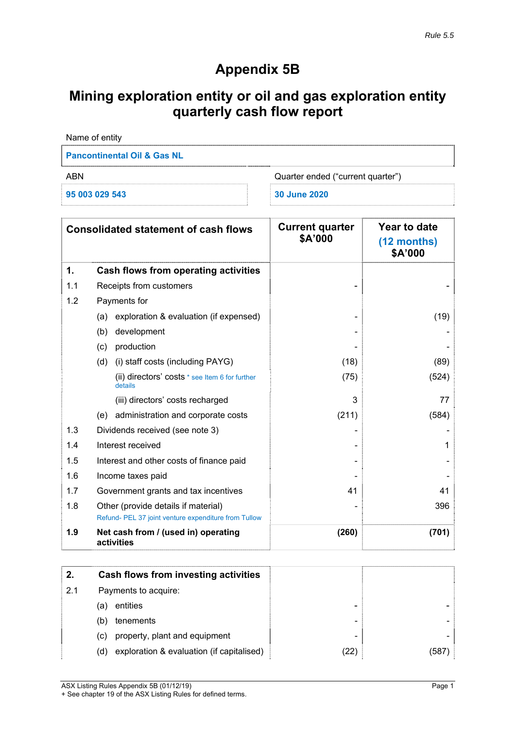*Rule 5.5*

# Appendix 5B

## Mining exploration entity or oil and gas exploration entity quarterly cash flow report

| Name of entity | |
|---|---|
| **Pancontinental Oil & Gas NL** | |
| ABN | Quarter ended ("current quarter") |
| **95 003 029 543** | **30 June 2020** |

| Consolidated statement of cash flows | | Current quarter $A'000 | Year to date (12 months) $A'000 |
|---|---|---|---|
| **1.** | **Cash flows from operating activities** | | |
| 1.1 | Receipts from customers | - | - |
| 1.2 | Payments for | | |
| | (a) exploration & evaluation (if expensed) | - | (19) |
| | (b) development | - | - |
| | (c) production | - | - |
| | (d) (i) staff costs (including PAYG) | (18) | (89) |
| | (ii) directors' costs * see Item 6 for further details | (75) | (524) |
| | (iii) directors' costs recharged | 3 | 77 |
| | (e) administration and corporate costs | (211) | (584) |
| 1.3 | Dividends received (see note 3) | - | - |
| 1.4 | Interest received | - | 1 |
| 1.5 | Interest and other costs of finance paid | - | - |
| 1.6 | Income taxes paid | - | - |
| 1.7 | Government grants and tax incentives | 41 | 41 |
| 1.8 | Other (provide details if material) Refund- PEL 37 joint venture expenditure from Tullow | - | 396 |
| **1.9** | **Net cash from / (used in) operating activities** | **(260)** | **(701)** |

| | | | |
|---|---|---|---|
| **2.** | **Cash flows from investing activities** | | |
| 2.1 | Payments to acquire: | | |
| | (a) entities | - | - |
| | (b) tenements | - | - |
| | (c) property, plant and equipment | - | - |
| | (d) exploration & evaluation (if capitalised) | (22) | (587) |

ASX Listing Rules Appendix 5B (01/12/19)
+ See chapter 19 of the ASX Listing Rules for defined terms.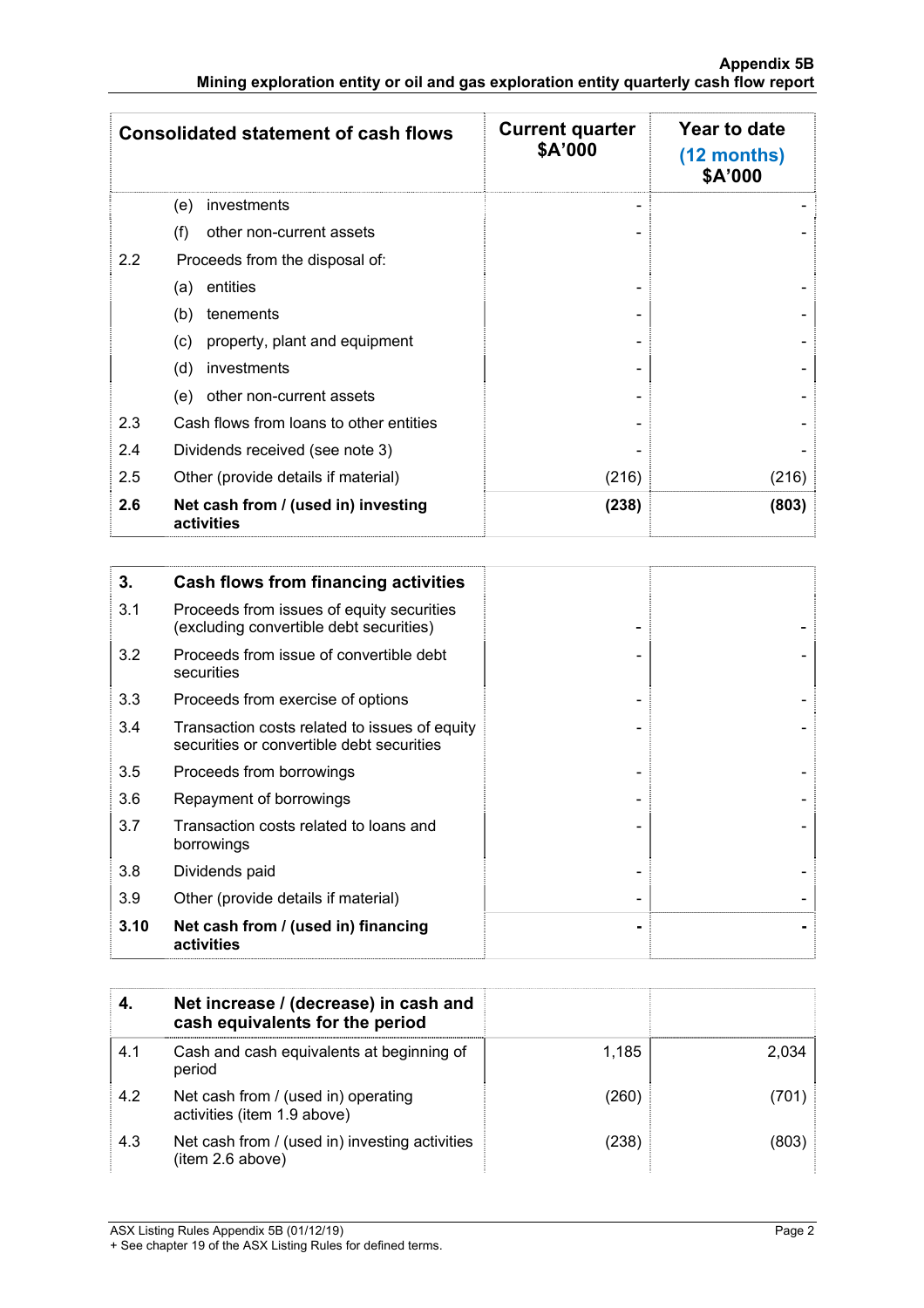| Consolidated statement of cash flows | | Current quarter $A'000 | Year to date (12 months) $A'000 |
|---|---|---|---|
| | (e) investments | - | - |
| | (f) other non-current assets | - | - |
| 2.2 | Proceeds from the disposal of: | | |
| | (a) entities | - | - |
| | (b) tenements | - | - |
| | (c) property, plant and equipment | - | - |
| | (d) investments | - | - |
| | (e) other non-current assets | - | - |
| 2.3 | Cash flows from loans to other entities | - | - |
| 2.4 | Dividends received (see note 3) | - | - |
| 2.5 | Other (provide details if material) | (216) | (216) |
| **2.6** | **Net cash from / (used in) investing activities** | **(238)** | **(803)** |

| **3.** | **Cash flows from financing activities** | | |
|---|---|---|---|
| 3.1 | Proceeds from issues of equity securities (excluding convertible debt securities) | - | - |
| 3.2 | Proceeds from issue of convertible debt securities | - | - |
| 3.3 | Proceeds from exercise of options | - | - |
| 3.4 | Transaction costs related to issues of equity securities or convertible debt securities | - | - |
| 3.5 | Proceeds from borrowings | - | - |
| 3.6 | Repayment of borrowings | - | - |
| 3.7 | Transaction costs related to loans and borrowings | - | - |
| 3.8 | Dividends paid | - | - |
| 3.9 | Other (provide details if material) | - | - |
| **3.10** | **Net cash from / (used in) financing activities** | **-** | **-** |

| **4.** | **Net increase / (decrease) in cash and cash equivalents for the period** | | |
|---|---|---|---|
| 4.1 | Cash and cash equivalents at beginning of period | 1,185 | 2,034 |
| 4.2 | Net cash from / (used in) operating activities (item 1.9 above) | (260) | (701) |
| 4.3 | Net cash from / (used in) investing activities (item 2.6 above) | (238) | (803) |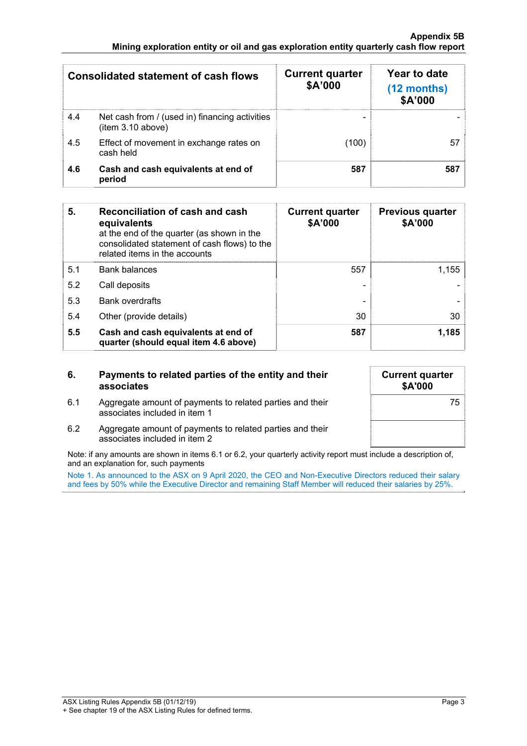| Consolidated statement of cash flows | | Current quarter $A'000 | Year to date (12 months) $A'000 |
|---|---|---|---|
| 4.4 | Net cash from / (used in) financing activities (item 3.10 above) | - | - |
| 4.5 | Effect of movement in exchange rates on cash held | (100) | 57 |
| **4.6** | **Cash and cash equivalents at end of period** | **587** | **587** |

| **5.** | **Reconciliation of cash and cash equivalents** at the end of the quarter (as shown in the consolidated statement of cash flows) to the related items in the accounts | **Current quarter $A'000** | **Previous quarter $A'000** |
|---|---|---|---|
| 5.1 | Bank balances | 557 | 1,155 |
| 5.2 | Call deposits | - | - |
| 5.3 | Bank overdrafts | - | - |
| 5.4 | Other (provide details) | 30 | 30 |
| **5.5** | **Cash and cash equivalents at end of quarter (should equal item 4.6 above)** | **587** | **1,185** |

| **6.** | **Payments to related parties of the entity and their associates** | **Current quarter $A'000** |
|---|---|---|
| 6.1 | Aggregate amount of payments to related parties and their associates included in item 1 | 75 |
| 6.2 | Aggregate amount of payments to related parties and their associates included in item 2 | |

Note: if any amounts are shown in items 6.1 or 6.2, your quarterly activity report must include a description of, and an explanation for, such payments

Note 1. As announced to the ASX on 9 April 2020, the CEO and Non-Executive Directors reduced their salary and fees by 50% while the Executive Director and remaining Staff Member will reduced their salaries by 25%.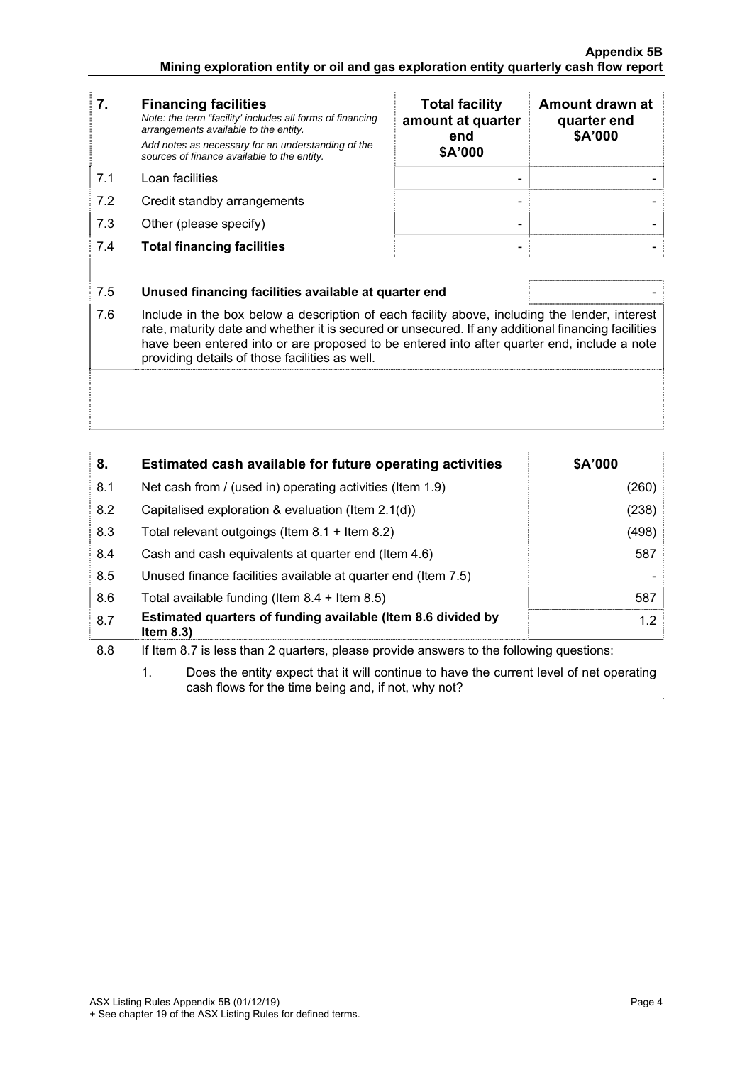| 7. | **Financing facilities** *Note: the term "facility' includes all forms of financing arrangements available to the entity.* *Add notes as necessary for an understanding of the sources of finance available to the entity.* | **Total facility amount at quarter end \$A'000** | **Amount drawn at quarter end \$A'000** |
|---|---|---|---|
| 7.1 | Loan facilities | - | - |
| 7.2 | Credit standby arrangements | - | - |
| 7.3 | Other (please specify) | - | - |
| 7.4 | **Total financing facilities** | - | - |

| 7.5 | **Unused financing facilities available at quarter end** | - |
|---|---|---|

7.6 Include in the box below a description of each facility above, including the lender, interest rate, maturity date and whether it is secured or unsecured. If any additional financing facilities have been entered into or are proposed to be entered into after quarter end, include a note providing details of those facilities as well.

| 8. | **Estimated cash available for future operating activities** | **\$A'000** |
|---|---|---|
| 8.1 | Net cash from / (used in) operating activities (Item 1.9) | (260) |
| 8.2 | Capitalised exploration & evaluation (Item 2.1(d)) | (238) |
| 8.3 | Total relevant outgoings (Item 8.1 + Item 8.2) | (498) |
| 8.4 | Cash and cash equivalents at quarter end (Item 4.6) | 587 |
| 8.5 | Unused finance facilities available at quarter end (Item 7.5) | - |
| 8.6 | Total available funding (Item 8.4 + Item 8.5) | 587 |
| 8.7 | **Estimated quarters of funding available (Item 8.6 divided by Item 8.3)** | 1.2 |

8.8 If Item 8.7 is less than 2 quarters, please provide answers to the following questions:

1. Does the entity expect that it will continue to have the current level of net operating cash flows for the time being and, if not, why not?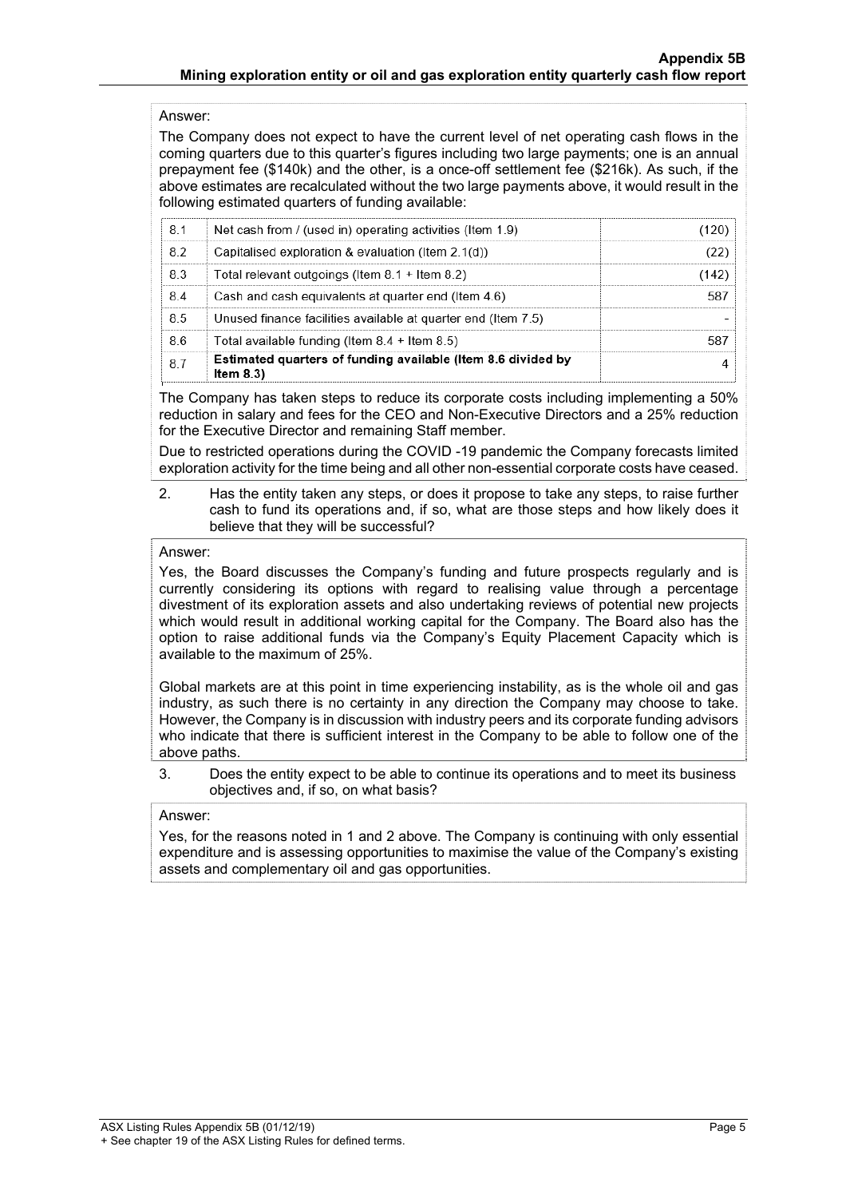Answer:

The Company does not expect to have the current level of net operating cash flows in the coming quarters due to this quarter's figures including two large payments; one is an annual prepayment fee ($140k) and the other, is a once-off settlement fee ($216k). As such, if the above estimates are recalculated without the two large payments above, it would result in the following estimated quarters of funding available:

| | | |
|---|---|---|
| 8.1 | Net cash from / (used in) operating activities (Item 1.9) | (120) |
| 8.2 | Capitalised exploration & evaluation (Item 2.1(d)) | (22) |
| 8.3 | Total relevant outgoings (Item 8.1 + Item 8.2) | (142) |
| 8.4 | Cash and cash equivalents at quarter end (Item 4.6) | 587 |
| 8.5 | Unused finance facilities available at quarter end (Item 7.5) | - |
| 8.6 | Total available funding (Item 8.4 + Item 8.5) | 587 |
| 8.7 | **Estimated quarters of funding available (Item 8.6 divided by Item 8.3)** | 4 |

The Company has taken steps to reduce its corporate costs including implementing a 50% reduction in salary and fees for the CEO and Non-Executive Directors and a 25% reduction for the Executive Director and remaining Staff member.

Due to restricted operations during the COVID -19 pandemic the Company forecasts limited exploration activity for the time being and all other non-essential corporate costs have ceased.

2. Has the entity taken any steps, or does it propose to take any steps, to raise further cash to fund its operations and, if so, what are those steps and how likely does it believe that they will be successful?

Answer:

Yes, the Board discusses the Company's funding and future prospects regularly and is currently considering its options with regard to realising value through a percentage divestment of its exploration assets and also undertaking reviews of potential new projects which would result in additional working capital for the Company. The Board also has the option to raise additional funds via the Company's Equity Placement Capacity which is available to the maximum of 25%.

Global markets are at this point in time experiencing instability, as is the whole oil and gas industry, as such there is no certainty in any direction the Company may choose to take. However, the Company is in discussion with industry peers and its corporate funding advisors who indicate that there is sufficient interest in the Company to be able to follow one of the above paths.

3. Does the entity expect to be able to continue its operations and to meet its business objectives and, if so, on what basis?

Answer:

Yes, for the reasons noted in 1 and 2 above. The Company is continuing with only essential expenditure and is assessing opportunities to maximise the value of the Company's existing assets and complementary oil and gas opportunities.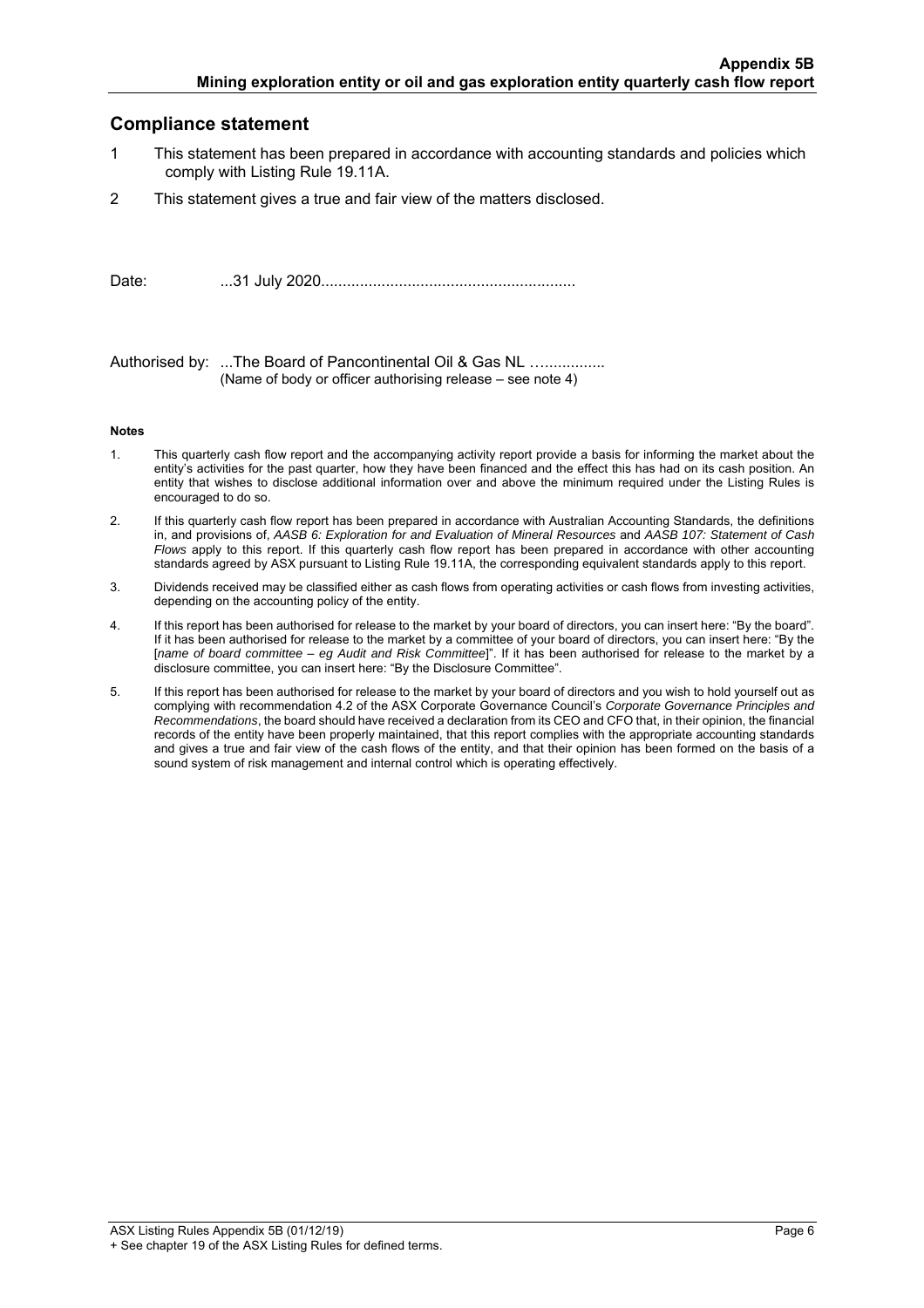## Compliance statement

1 This statement has been prepared in accordance with accounting standards and policies which comply with Listing Rule 19.11A.

2 This statement gives a true and fair view of the matters disclosed.

Date: ...31 July 2020..........................................................

Authorised by: ...The Board of Pancontinental Oil & Gas NL …..............
(Name of body or officer authorising release – see note 4)

**Notes**

1. This quarterly cash flow report and the accompanying activity report provide a basis for informing the market about the entity's activities for the past quarter, how they have been financed and the effect this has had on its cash position. An entity that wishes to disclose additional information over and above the minimum required under the Listing Rules is encouraged to do so.

2. If this quarterly cash flow report has been prepared in accordance with Australian Accounting Standards, the definitions in, and provisions of, *AASB 6: Exploration for and Evaluation of Mineral Resources* and *AASB 107: Statement of Cash Flows* apply to this report. If this quarterly cash flow report has been prepared in accordance with other accounting standards agreed by ASX pursuant to Listing Rule 19.11A, the corresponding equivalent standards apply to this report.

3. Dividends received may be classified either as cash flows from operating activities or cash flows from investing activities, depending on the accounting policy of the entity.

4. If this report has been authorised for release to the market by your board of directors, you can insert here: "By the board". If it has been authorised for release to the market by a committee of your board of directors, you can insert here: "By the [*name of board committee – eg Audit and Risk Committee*]". If it has been authorised for release to the market by a disclosure committee, you can insert here: "By the Disclosure Committee".

5. If this report has been authorised for release to the market by your board of directors and you wish to hold yourself out as complying with recommendation 4.2 of the ASX Corporate Governance Council's *Corporate Governance Principles and Recommendations*, the board should have received a declaration from its CEO and CFO that, in their opinion, the financial records of the entity have been properly maintained, that this report complies with the appropriate accounting standards and gives a true and fair view of the cash flows of the entity, and that their opinion has been formed on the basis of a sound system of risk management and internal control which is operating effectively.